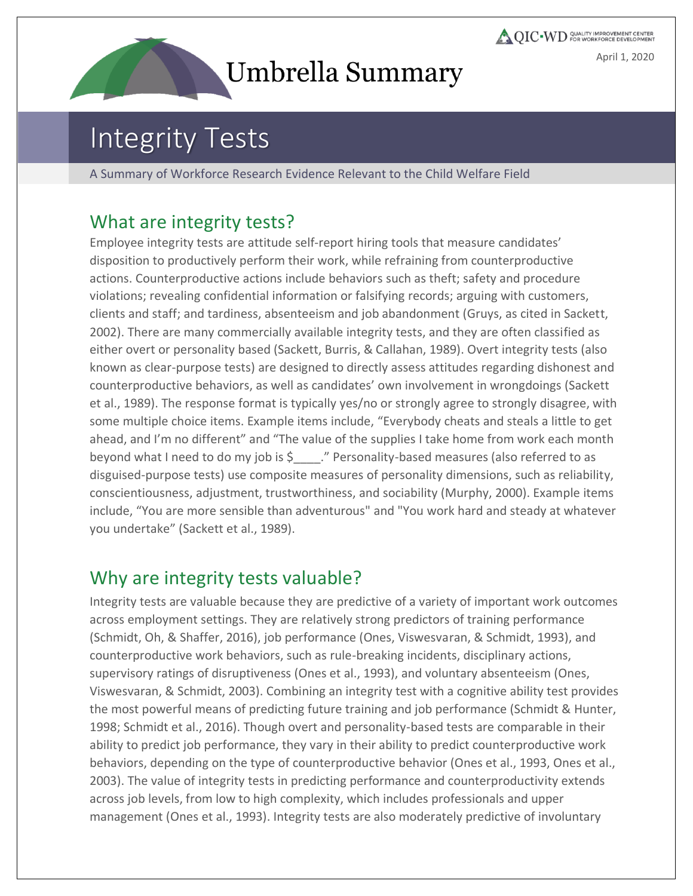Umbrella Summary

April 1, 2020

# Integrity Tests

A Summary of Workforce Research Evidence Relevant to the Child Welfare Field

## What are integrity tests?

Employee integrity tests are attitude self-report hiring tools that measure candidates' disposition to productively perform their work, while refraining from counterproductive actions. Counterproductive actions include behaviors such as theft; safety and procedure violations; revealing confidential information or falsifying records; arguing with customers, clients and staff; and tardiness, absenteeism and job abandonment (Gruys, as cited in Sackett, 2002). There are many commercially available integrity tests, and they are often classified as either overt or personality based (Sackett, Burris, & Callahan, 1989). Overt integrity tests (also known as clear-purpose tests) are designed to directly assess attitudes regarding dishonest and counterproductive behaviors, as well as candidates' own involvement in wrongdoings (Sackett et al., 1989). The response format is typically yes/no or strongly agree to strongly disagree, with some multiple choice items. Example items include, "Everybody cheats and steals a little to get ahead, and I'm no different" and "The value of the supplies I take home from work each month beyond what I need to do my job is $____." Personality-based measures (also referred to as disguised-purpose tests) use composite measures of personality dimensions, such as reliability, conscientiousness, adjustment, trustworthiness, and sociability (Murphy, 2000). Example items include, "You are more sensible than adventurous" and "You work hard and steady at whatever you undertake" (Sackett et al., 1989).

## Why are integrity tests valuable?

Integrity tests are valuable because they are predictive of a variety of important work outcomes across employment settings. They are relatively strong predictors of training performance (Schmidt, Oh, & Shaffer, 2016), job performance (Ones, Viswesvaran, & Schmidt, 1993), and counterproductive work behaviors, such as rule-breaking incidents, disciplinary actions, supervisory ratings of disruptiveness (Ones et al., 1993), and voluntary absenteeism (Ones, Viswesvaran, & Schmidt, 2003). Combining an integrity test with a cognitive ability test provides the most powerful means of predicting future training and job performance (Schmidt & Hunter, 1998; Schmidt et al., 2016). Though overt and personality-based tests are comparable in their ability to predict job performance, they vary in their ability to predict counterproductive work behaviors, depending on the type of counterproductive behavior (Ones et al., 1993, Ones et al., 2003). The value of integrity tests in predicting performance and counterproductivity extends across job levels, from low to high complexity, which includes professionals and upper management (Ones et al., 1993). Integrity tests are also moderately predictive of involuntary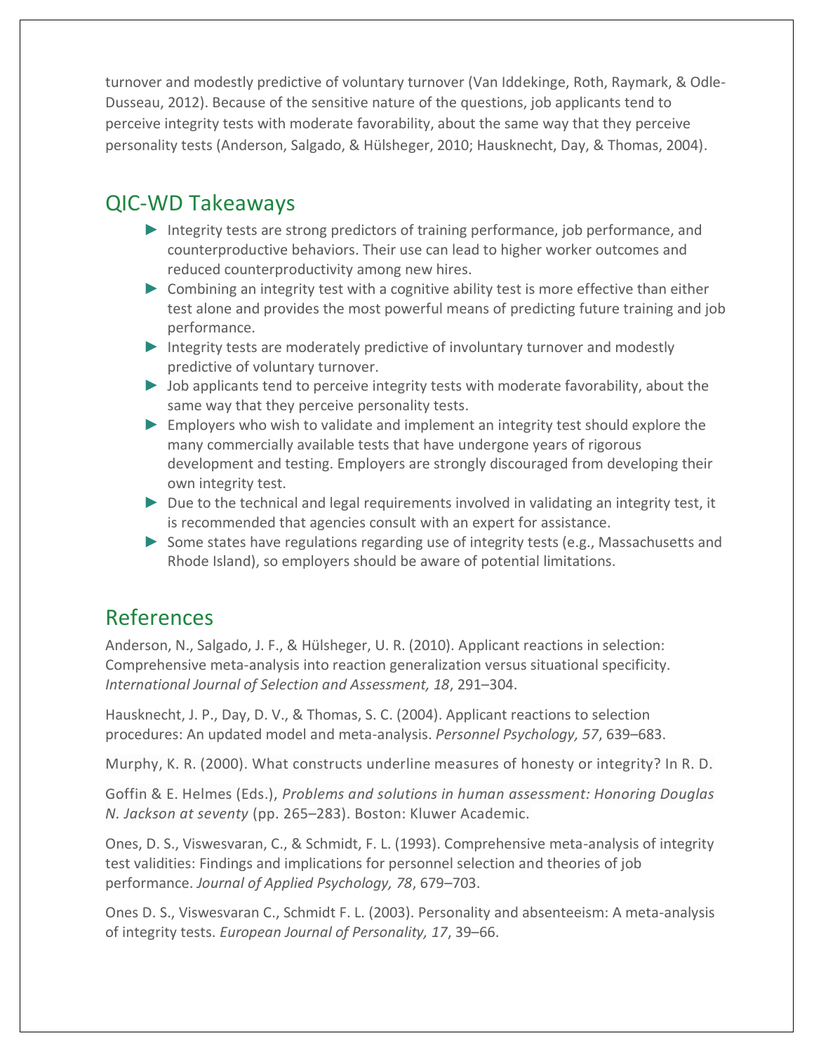turnover and modestly predictive of voluntary turnover (Van Iddekinge, Roth, Raymark, & Odle-Dusseau, 2012). Because of the sensitive nature of the questions, job applicants tend to perceive integrity tests with moderate favorability, about the same way that they perceive personality tests (Anderson, Salgado, & Hülsheger, 2010; Hausknecht, Day, & Thomas, 2004).

## QIC-WD Takeaways

- Integrity tests are strong predictors of training performance, job performance, and counterproductive behaviors. Their use can lead to higher worker outcomes and reduced counterproductivity among new hires.
- Combining an integrity test with a cognitive ability test is more effective than either test alone and provides the most powerful means of predicting future training and job performance.
- Integrity tests are moderately predictive of involuntary turnover and modestly predictive of voluntary turnover.
- Job applicants tend to perceive integrity tests with moderate favorability, about the same way that they perceive personality tests.
- Employers who wish to validate and implement an integrity test should explore the many commercially available tests that have undergone years of rigorous development and testing. Employers are strongly discouraged from developing their own integrity test.
- Due to the technical and legal requirements involved in validating an integrity test, it is recommended that agencies consult with an expert for assistance.
- Some states have regulations regarding use of integrity tests (e.g., Massachusetts and Rhode Island), so employers should be aware of potential limitations.

## References

Anderson, N., Salgado, J. F., & Hülsheger, U. R. (2010). Applicant reactions in selection: Comprehensive meta-analysis into reaction generalization versus situational specificity. *International Journal of Selection and Assessment, 18*, 291–304.

Hausknecht, J. P., Day, D. V., & Thomas, S. C. (2004). Applicant reactions to selection procedures: An updated model and meta-analysis. *Personnel Psychology, 57*, 639–683.

Murphy, K. R. (2000). What constructs underline measures of honesty or integrity? In R. D. Goffin & E. Helmes (Eds.), *Problems and solutions in human assessment: Honoring Douglas N. Jackson at seventy* (pp. 265–283). Boston: Kluwer Academic.

Ones, D. S., Viswesvaran, C., & Schmidt, F. L. (1993). Comprehensive meta-analysis of integrity test validities: Findings and implications for personnel selection and theories of job performance. *Journal of Applied Psychology, 78*, 679–703.

Ones D. S., Viswesvaran C., Schmidt F. L. (2003). Personality and absenteeism: A meta-analysis of integrity tests. *European Journal of Personality, 17*, 39–66.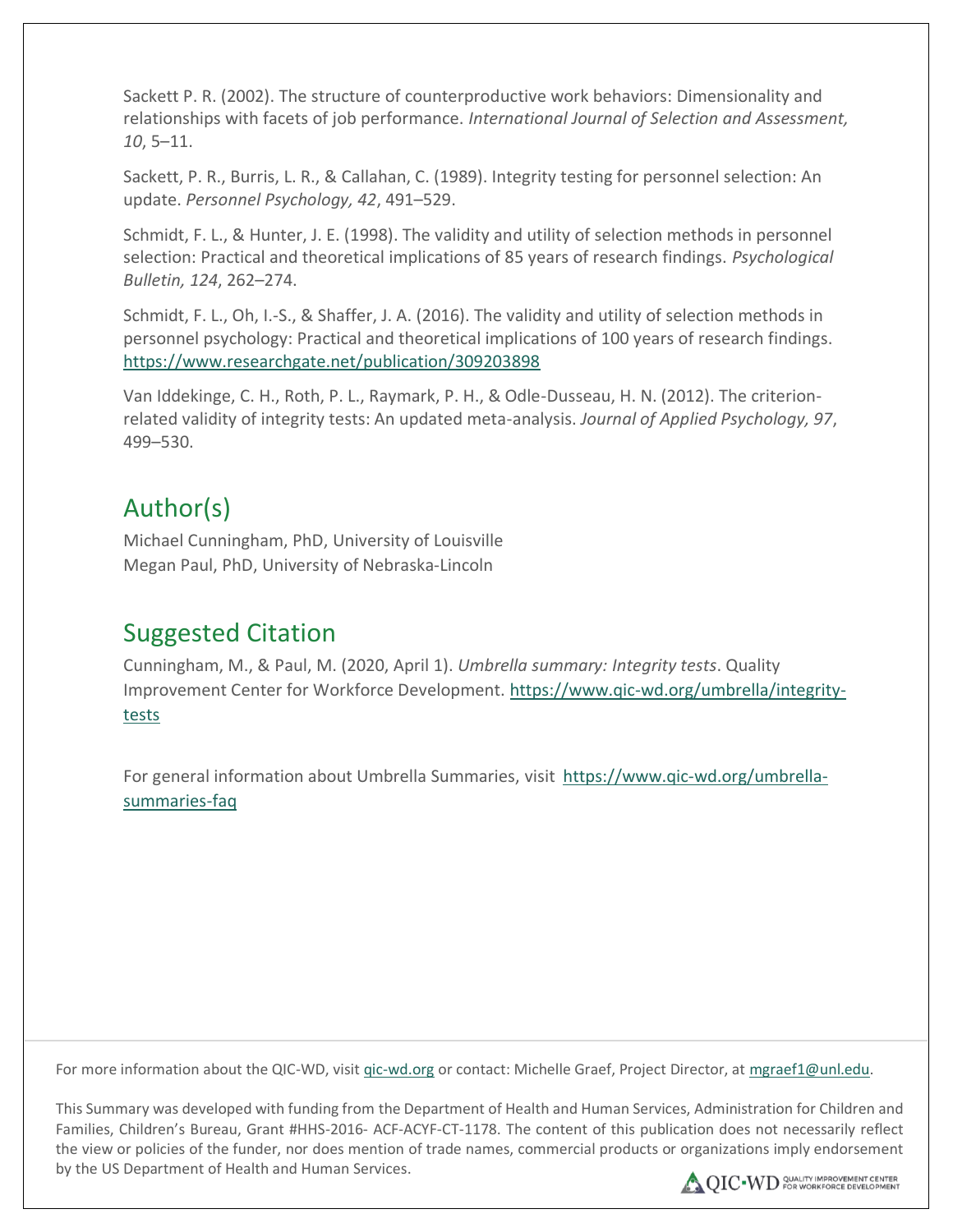Sackett P. R. (2002). The structure of counterproductive work behaviors: Dimensionality and relationships with facets of job performance. *International Journal of Selection and Assessment, 10*, 5–11.

Sackett, P. R., Burris, L. R., & Callahan, C. (1989). Integrity testing for personnel selection: An update. *Personnel Psychology, 42*, 491–529.

Schmidt, F. L., & Hunter, J. E. (1998). The validity and utility of selection methods in personnel selection: Practical and theoretical implications of 85 years of research findings. *Psychological Bulletin, 124*, 262–274.

Schmidt, F. L., Oh, I.-S., & Shaffer, J. A. (2016). The validity and utility of selection methods in personnel psychology: Practical and theoretical implications of 100 years of research findings. https://www.researchgate.net/publication/309203898

Van Iddekinge, C. H., Roth, P. L., Raymark, P. H., & Odle-Dusseau, H. N. (2012). The criterion-related validity of integrity tests: An updated meta-analysis. *Journal of Applied Psychology, 97*, 499–530.

## Author(s)

Michael Cunningham, PhD, University of Louisville
Megan Paul, PhD, University of Nebraska-Lincoln

## Suggested Citation

Cunningham, M., & Paul, M. (2020, April 1). *Umbrella summary: Integrity tests*. Quality Improvement Center for Workforce Development. https://www.qic-wd.org/umbrella/integrity-tests

For general information about Umbrella Summaries, visit https://www.qic-wd.org/umbrella-summaries-faq

For more information about the QIC-WD, visit qic-wd.org or contact: Michelle Graef, Project Director, at mgraef1@unl.edu.

This Summary was developed with funding from the Department of Health and Human Services, Administration for Children and Families, Children's Bureau, Grant #HHS-2016- ACF-ACYF-CT-1178. The content of this publication does not necessarily reflect the view or policies of the funder, nor does mention of trade names, commercial products or organizations imply endorsement by the US Department of Health and Human Services.

QIC•WD QUALITY IMPROVEMENT CENTER FOR WORKFORCE DEVELOPMENT